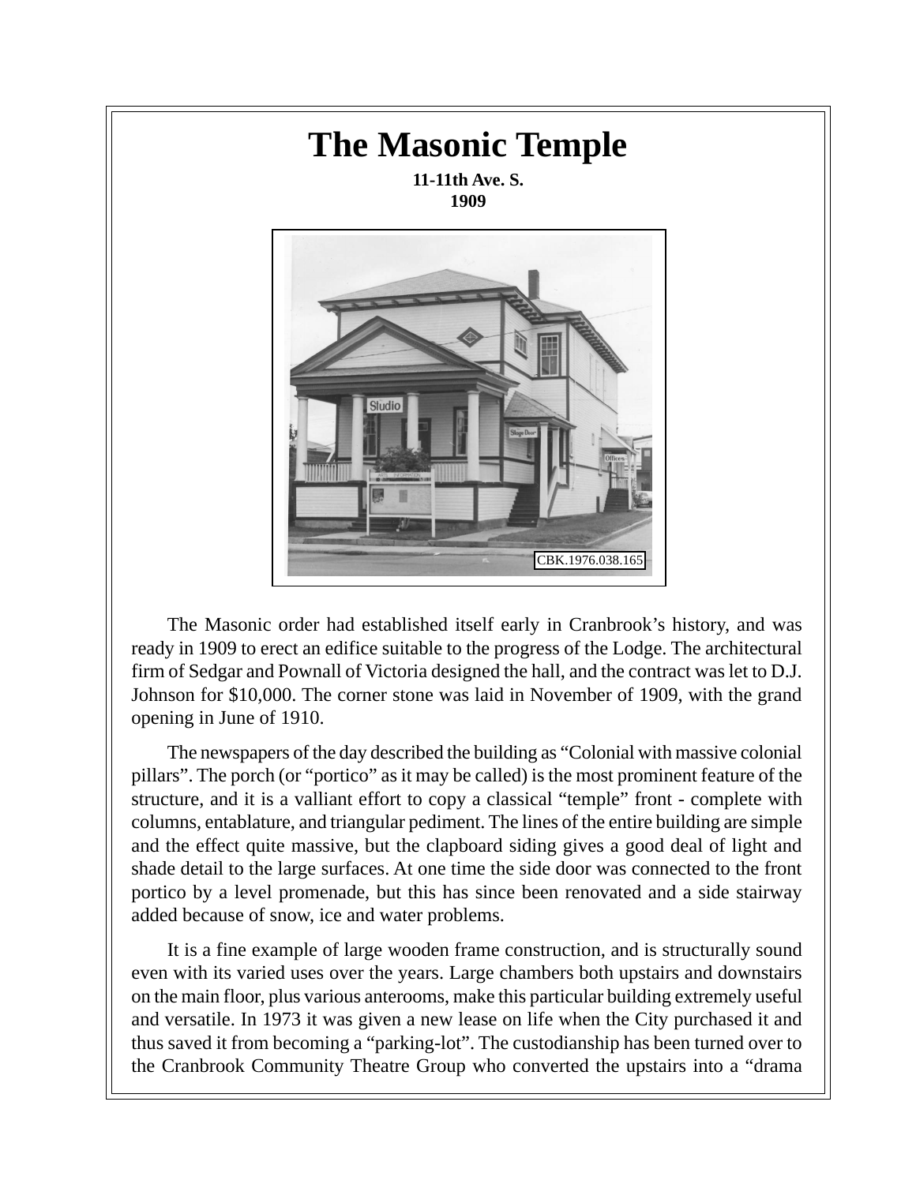# The Masonic Temple

**11-11th Ave. S.**
**1909**

CBK.1976.038.165

The Masonic order had established itself early in Cranbrook's history, and was ready in 1909 to erect an edifice suitable to the progress of the Lodge. The architectural firm of Sedgar and Pownall of Victoria designed the hall, and the contract was let to D.J. Johnson for $10,000. The corner stone was laid in November of 1909, with the grand opening in June of 1910.

The newspapers of the day described the building as "Colonial with massive colonial pillars". The porch (or "portico" as it may be called) is the most prominent feature of the structure, and it is a valliant effort to copy a classical "temple" front - complete with columns, entablature, and triangular pediment. The lines of the entire building are simple and the effect quite massive, but the clapboard siding gives a good deal of light and shade detail to the large surfaces. At one time the side door was connected to the front portico by a level promenade, but this has since been renovated and a side stairway added because of snow, ice and water problems.

It is a fine example of large wooden frame construction, and is structurally sound even with its varied uses over the years. Large chambers both upstairs and downstairs on the main floor, plus various anterooms, make this particular building extremely useful and versatile. In 1973 it was given a new lease on life when the City purchased it and thus saved it from becoming a "parking-lot". The custodianship has been turned over to the Cranbrook Community Theatre Group who converted the upstairs into a "drama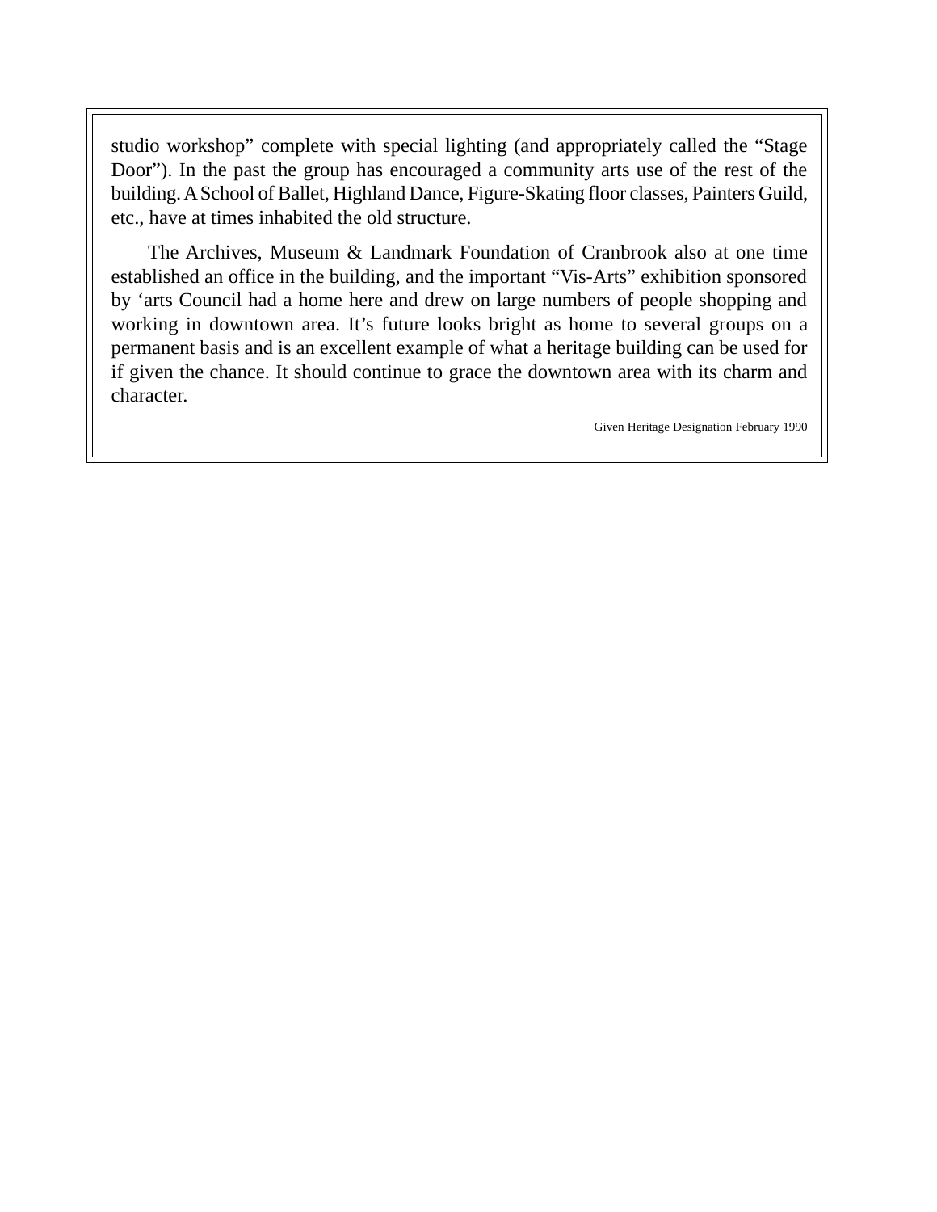studio workshop” complete with special lighting (and appropriately called the “Stage Door”). In the past the group has encouraged a community arts use of the rest of the building. A School of Ballet, Highland Dance, Figure-Skating floor classes, Painters Guild, etc., have at times inhabited the old structure.

The Archives, Museum & Landmark Foundation of Cranbrook also at one time established an office in the building, and the important “Vis-Arts” exhibition sponsored by ‘arts Council had a home here and drew on large numbers of people shopping and working in downtown area. It’s future looks bright as home to several groups on a permanent basis and is an excellent example of what a heritage building can be used for if given the chance. It should continue to grace the downtown area with its charm and character.

Given Heritage Designation February 1990